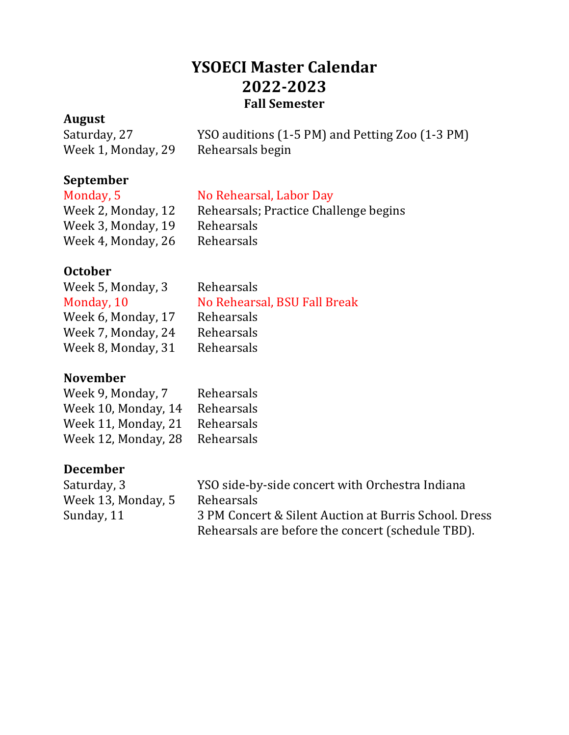# YSOECI Master Calendar
# 2022-2023
## Fall Semester

### August

| | |
|---|---|
| Saturday, 27 | YSO auditions (1-5 PM) and Petting Zoo (1-3 PM) |
| Week 1, Monday, 29 | Rehearsals begin |

### September

| | |
|---|---|
| Monday, 5 | No Rehearsal, Labor Day |
| Week 2, Monday, 12 | Rehearsals; Practice Challenge begins |
| Week 3, Monday, 19 | Rehearsals |
| Week 4, Monday, 26 | Rehearsals |

### October

| | |
|---|---|
| Week 5, Monday, 3 | Rehearsals |
| Monday, 10 | No Rehearsal, BSU Fall Break |
| Week 6, Monday, 17 | Rehearsals |
| Week 7, Monday, 24 | Rehearsals |
| Week 8, Monday, 31 | Rehearsals |

### November

| | |
|---|---|
| Week 9, Monday, 7 | Rehearsals |
| Week 10, Monday, 14 | Rehearsals |
| Week 11, Monday, 21 | Rehearsals |
| Week 12, Monday, 28 | Rehearsals |

### December

| | |
|---|---|
| Saturday, 3 | YSO side-by-side concert with Orchestra Indiana |
| Week 13, Monday, 5 | Rehearsals |
| Sunday, 11 | 3 PM Concert & Silent Auction at Burris School. Dress Rehearsals are before the concert (schedule TBD). |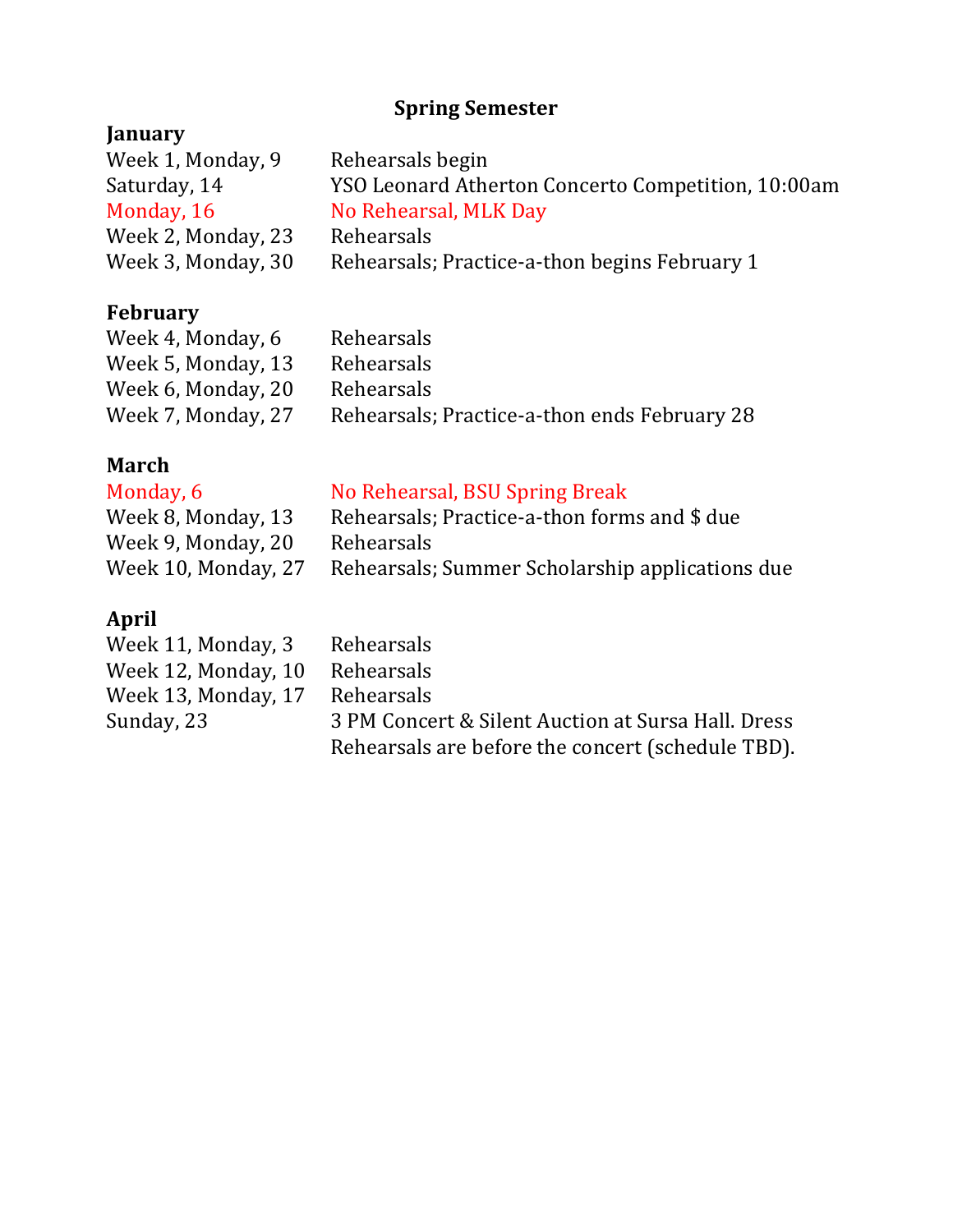## Spring Semester

### January

| | |
|---|---|
| Week 1, Monday, 9 | Rehearsals begin |
| Saturday, 14 | YSO Leonard Atherton Concerto Competition, 10:00am |
| Monday, 16 | No Rehearsal, MLK Day |
| Week 2, Monday, 23 | Rehearsals |
| Week 3, Monday, 30 | Rehearsals; Practice-a-thon begins February 1 |

### February

| | |
|---|---|
| Week 4, Monday, 6 | Rehearsals |
| Week 5, Monday, 13 | Rehearsals |
| Week 6, Monday, 20 | Rehearsals |
| Week 7, Monday, 27 | Rehearsals; Practice-a-thon ends February 28 |

### March

| | |
|---|---|
| Monday, 6 | No Rehearsal, BSU Spring Break |
| Week 8, Monday, 13 | Rehearsals; Practice-a-thon forms and $ due |
| Week 9, Monday, 20 | Rehearsals |
| Week 10, Monday, 27 | Rehearsals; Summer Scholarship applications due |

### April

| | |
|---|---|
| Week 11, Monday, 3 | Rehearsals |
| Week 12, Monday, 10 | Rehearsals |
| Week 13, Monday, 17 | Rehearsals |
| Sunday, 23 | 3 PM Concert & Silent Auction at Sursa Hall. Dress Rehearsals are before the concert (schedule TBD). |